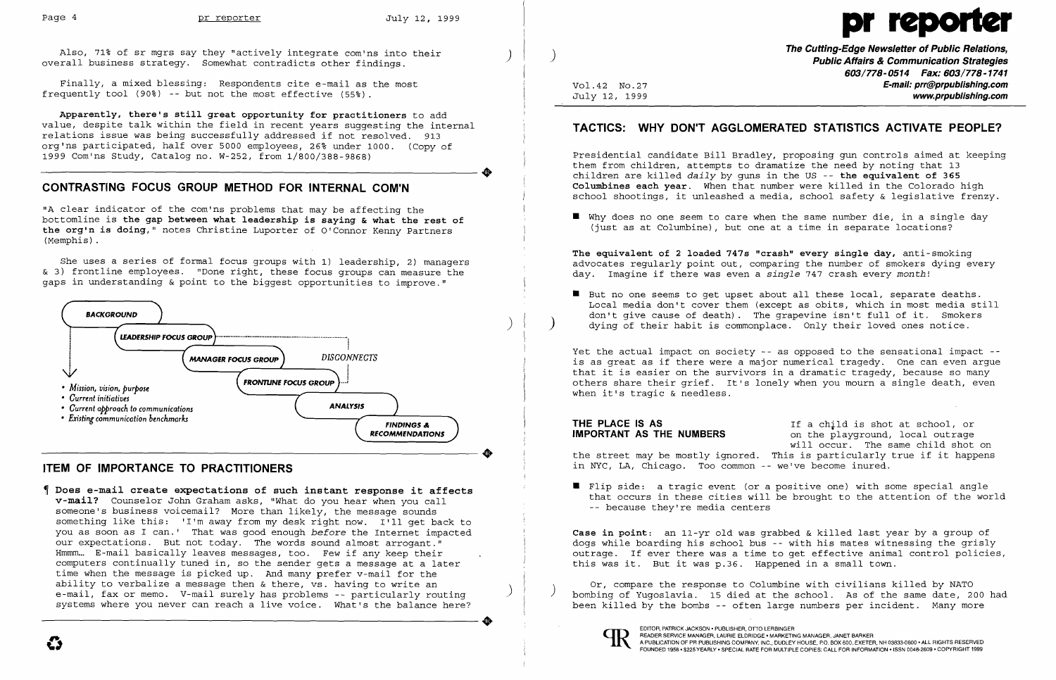Also, 71% of sr mgrs say they "actively integrate com'ns into their overall business strategy. Somewhat contradicts other findings.

Finally, a mixed blessing: Respondents cite e-mail as the most frequently tool (90%) -- but not the most effective (55%).

**Apparently, there's still great opportunity for practitioners** to add value, despite talk within the field in recent years suggesting the internal relations issue was being successfully addressed if not resolved. 913 org'ns participated, half over 5000 employees, 26% under 1000. (Copy of 1999 Com'ns Study, Catalog no. W-252, from 1/800/388-9868)

## CONTRASTING FOCUS GROUP METHOD FOR INTERNAL COM'N

"A clear indicator of the com'ns problems that may be affecting the bottomline is **the gap between what leadership is saying & what the rest of the org'n is doing**," notes Christine Luporter of O'Connor Kenny Partners (Memphis).

She uses a series of formal focus groups with 1) leadership, 2) managers & 3) frontline employees. "Done right, these focus groups can measure the gaps in understanding & point to the biggest opportunities to improve."

BACKGROUND
- *Mission, vision, purpose*
- *Current initiatives*
- *Current approach to communications*
- *Existing communication benchmarks*

LEADERSHIP FOCUS GROUP → MANAGER FOCUS GROUP → FRONTLINE FOCUS GROUP (*DISCONNECTS*) → ANALYSIS → FINDINGS & RECOMMENDATIONS

## ITEM OF IMPORTANCE TO PRACTITIONERS

¶ **Does e-mail create expectations of such instant response it affects v-mail?** Counselor John Graham asks, "What do you hear when you call someone's business voicemail? More than likely, the message sounds something like this: 'I'm away from my desk right now. I'll get back to you as soon as I can.' That was good enough *before* the Internet impacted our expectations. But not today. The words sound almost arrogant." Hmmm... E-mail basically leaves messages, too. Few if any keep their computers continually tuned in, so the sender gets a message at a later time when the message is picked up. And many prefer v-mail for the ability to verbalize a message then & there, vs. having to write an e-mail, fax or memo. V-mail surely has problems -- particularly routing systems where you never can reach a live voice. What's the balance here?

# pr reporter

**The Cutting-Edge Newsletter of Public Relations, Public Affairs & Communication Strategies**
**603/778-0514 Fax: 603/778-1741**
**E-mail: prr@prpublishing.com**
**www.prpublishing.com**

Vol.42 No.27
July 12, 1999

## TACTICS: WHY DON'T AGGLOMERATED STATISTICS ACTIVATE PEOPLE?

Presidential candidate Bill Bradley, proposing gun controls aimed at keeping them from children, attempts to dramatize the need by noting that 13 children are killed *daily* by guns in the US -- **the equivalent of 365 Columbines each year**. When that number were killed in the Colorado high school shootings, it unleashed a media, school safety & legislative frenzy.

- Why does no one seem to care when the same number die, in a single day (just as at Columbine), but one at a time in separate locations?

**The equivalent of 2 loaded 747s "crash" every single day,** anti-smoking advocates regularly point out, comparing the number of smokers dying every day. Imagine if there was even a *single* 747 crash every *month*!

- But no one seems to get upset about all these local, separate deaths. Local media don't cover them (except as obits, which in most media still don't give cause of death). The grapevine isn't full of it. Smokers dying of their habit is commonplace. Only their loved ones notice.

Yet the actual impact on society -- as opposed to the sensational impact -- is as great as if there were a major numerical tragedy. One can even argue that it is easier on the survivors in a dramatic tragedy, because so many others share their grief. It's lonely when you mourn a single death, even when it's tragic & needless.

**THE PLACE IS AS IMPORTANT AS THE NUMBERS**

If a child is shot at school, or on the playground, local outrage will occur. The same child shot on the street may be mostly ignored. This is particularly true if it happens in NYC, LA, Chicago. Too common -- we've become inured.

- Flip side: a tragic event (or a positive one) with some special angle that occurs in these cities will be brought to the attention of the world -- because they're media centers

**Case in point**: an 11-yr old was grabbed & killed last year by a group of dogs while boarding his school bus -- with his mates witnessing the grisly outrage. If ever there was a time to get effective animal control policies, this was it. But it was p.36. Happened in a small town.

Or, compare the response to Columbine with civilians killed by NATO bombing of Yugoslavia. 15 died at the school. As of the same date, 200 had been killed by the bombs -- often large numbers per incident. Many more

EDITOR, PATRICK JACKSON • PUBLISHER, OTTO LERBINGER
READER SERVICE MANAGER, LAURIE ELDRIDGE • MARKETING MANAGER, JANET BARKER
A PUBLICATION OF PR PUBLISHING COMPANY, INC., DUDLEY HOUSE, P.O. BOX 600, EXETER, NH 03833-0600 • ALL RIGHTS RESERVED
FOUNDED 1958 • $225 YEARLY • SPECIAL RATE FOR MULTIPLE COPIES: CALL FOR INFORMATION • ISSN 0048-2609 • COPYRIGHT 1999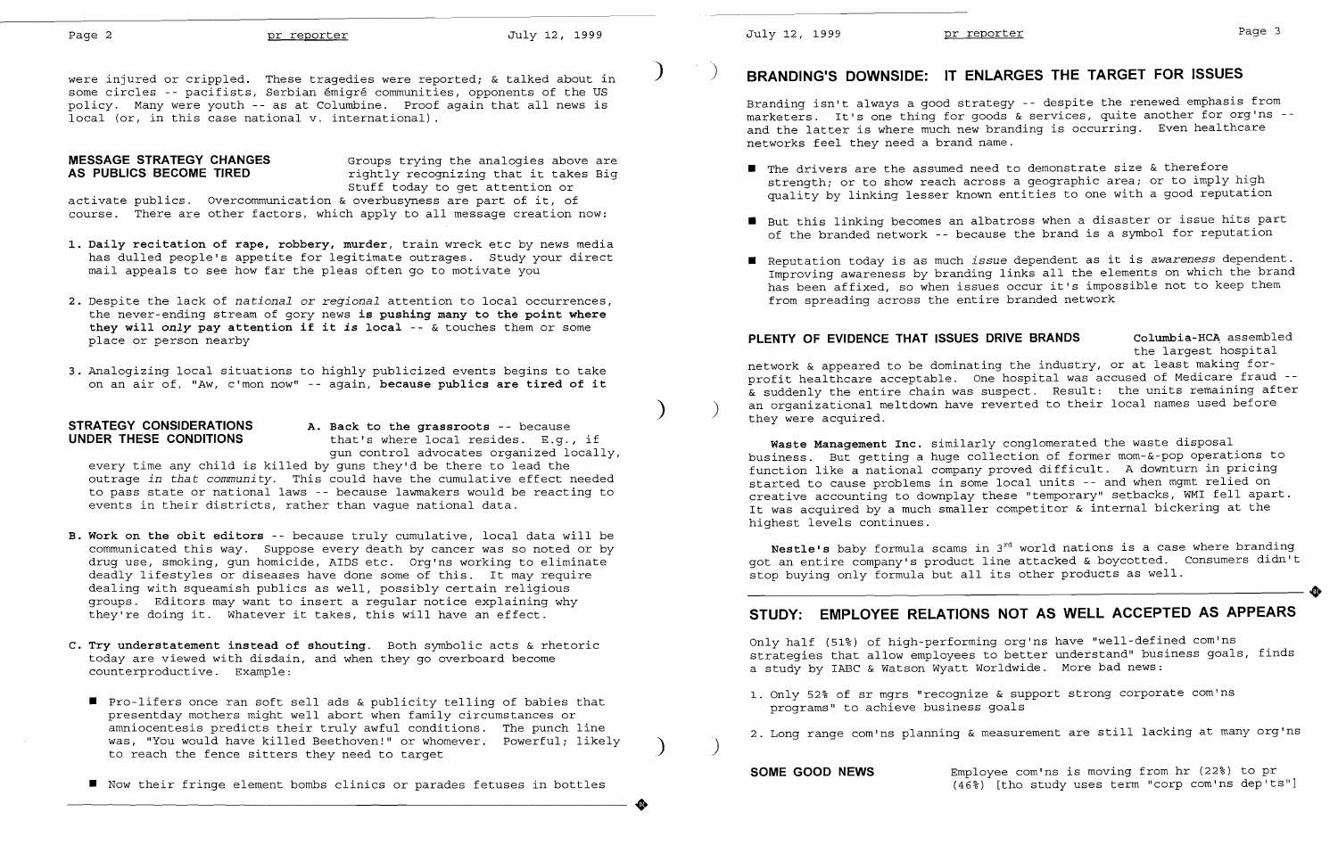were injured or crippled. These tragedies were reported; & talked about in some circles -- pacifists, Serbian émigré communities, opponents of the US policy. Many were youth -- as at Columbine. Proof again that all news is local (or, in this case national v. international).

**MESSAGE STRATEGY CHANGES AS PUBLICS BECOME TIRED**

Groups trying the analogies above are rightly recognizing that it takes Big Stuff today to get attention or activate publics. Overcommunication & overbusyness are part of it, of course. There are other factors, which apply to all message creation now:

1. **Daily recitation of rape, robbery, murder**, train wreck etc by news media has dulled people's appetite for legitimate outrages. Study your direct mail appeals to see how far the pleas often go to motivate you

2. Despite the lack of *national or regional* attention to local occurrences, the never-ending stream of gory news **is pushing many to the point where they will *only* pay attention if it *is* local** -- & touches them or some place or person nearby

3. Analogizing local situations to highly publicized events begins to take on an air of, "Aw, c'mon now" -- again, **because publics are tired of it**

**STRATEGY CONSIDERATIONS UNDER THESE CONDITIONS**

A. **Back to the grassroots** -- because that's where local resides. E.g., if gun control advocates organized locally, every time any child is killed by guns they'd be there to lead the outrage *in that community*. This could have the cumulative effect needed to pass state or national laws -- because lawmakers would be reacting to events in their districts, rather than vague national data.

B. **Work on the obit editors** -- because truly cumulative, local data will be communicated this way. Suppose every death by cancer was so noted or by drug use, smoking, gun homicide, AIDS etc. Org'ns working to eliminate deadly lifestyles or diseases have done some of this. It may require dealing with squeamish publics as well, possibly certain religious groups. Editors may want to insert a regular notice explaining why they're doing it. Whatever it takes, this will have an effect.

C. **Try understatement instead of shouting**. Both symbolic acts & rhetoric today are viewed with disdain, and when they go overboard become counterproductive. Example:

- Pro-lifers once ran soft sell ads & publicity telling of babies that presentday mothers might well abort when family circumstances or amniocentesis predicts their truly awful conditions. The punch line was, "You would have killed Beethoven!" or whomever. Powerful; likely to reach the fence sitters they need to target

- Now their fringe element bombs clinics or parades fetuses in bottles

## BRANDING'S DOWNSIDE: IT ENLARGES THE TARGET FOR ISSUES

Branding isn't always a good strategy -- despite the renewed emphasis from marketers. It's one thing for goods & services, quite another for org'ns -- and the latter is where much new branding is occurring. Even healthcare networks feel they need a brand name.

- The drivers are the assumed need to demonstrate size & therefore strength; or to show reach across a geographic area; or to imply high quality by linking lesser known entities to one with a good reputation

- But this linking becomes an albatross when a disaster or issue hits part of the branded network -- because the brand is a symbol for reputation

- Reputation today is as much *issue* dependent as it is *awareness* dependent. Improving awareness by branding links all the elements on which the brand has been affixed, so when issues occur it's impossible not to keep them from spreading across the entire branded network

**PLENTY OF EVIDENCE THAT ISSUES DRIVE BRANDS**

**Columbia-HCA** assembled the largest hospital network & appeared to be dominating the industry, or at least making for-profit healthcare acceptable. One hospital was accused of Medicare fraud -- & suddenly the entire chain was suspect. Result: the units remaining after an organizational meltdown have reverted to their local names used before they were acquired.

**Waste Management Inc.** similarly conglomerated the waste disposal business. But getting a huge collection of former mom-&-pop operations to function like a national company proved difficult. A downturn in pricing started to cause problems in some local units -- and when mgmt relied on creative accounting to downplay these "temporary" setbacks, WMI fell apart. It was acquired by a much smaller competitor & internal bickering at the highest levels continues.

**Nestle's** baby formula scams in 3rd world nations is a case where branding got an entire company's product line attacked & boycotted. Consumers didn't stop buying only formula but all its other products as well.

## STUDY: EMPLOYEE RELATIONS NOT AS WELL ACCEPTED AS APPEARS

Only half (51%) of high-performing org'ns have "well-defined com'ns strategies that allow employees to better understand" business goals, finds a study by IABC & Watson Wyatt Worldwide. More bad news:

1. Only 52% of sr mgrs "recognize & support strong corporate com'ns programs" to achieve business goals

2. Long range com'ns planning & measurement are still lacking at many org'ns

**SOME GOOD NEWS**

Employee com'ns is moving from hr (22%) to pr (46%) [tho study uses term "corp com'ns dep'ts"]